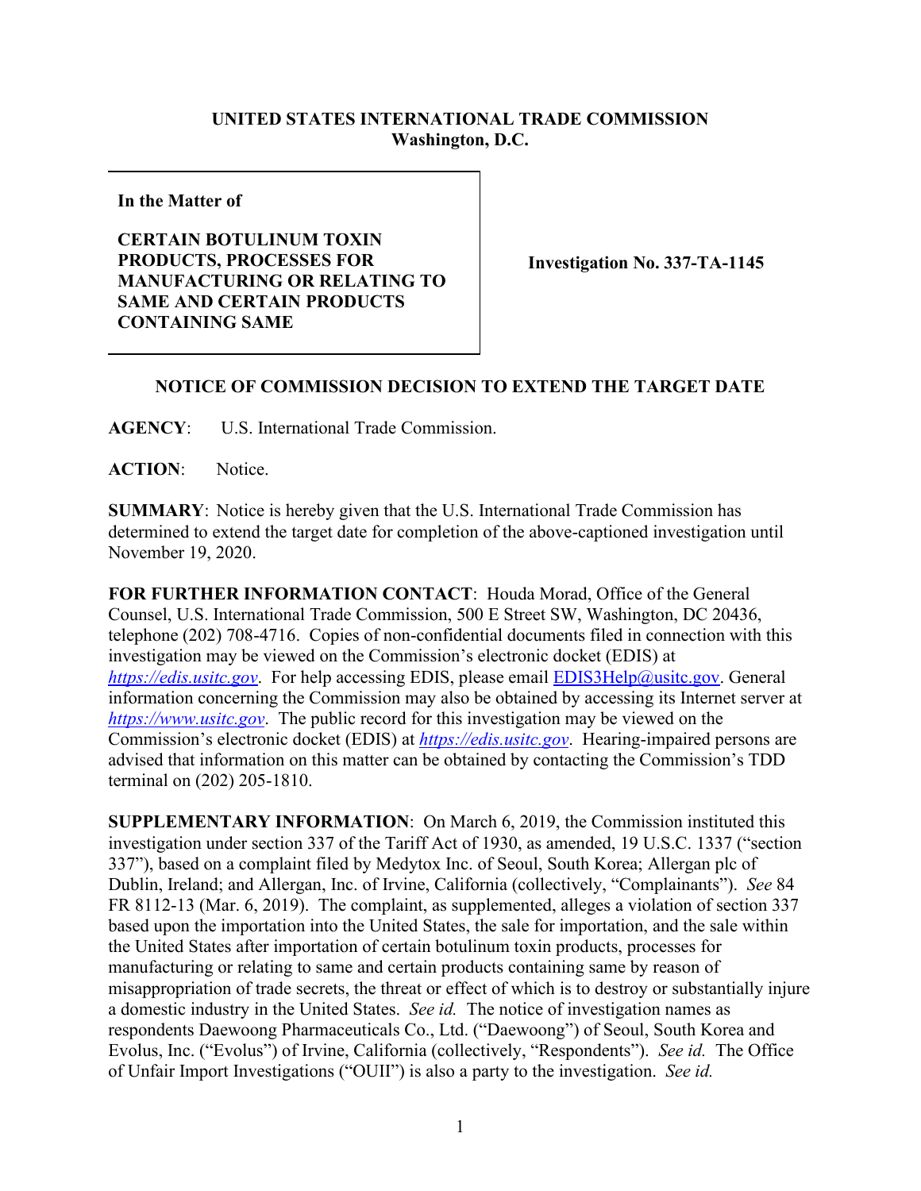**UNITED STATES INTERNATIONAL TRADE COMMISSION**
**Washington, D.C.**

| **In the Matter of**<br><br>**CERTAIN BOTULINUM TOXIN PRODUCTS, PROCESSES FOR MANUFACTURING OR RELATING TO SAME AND CERTAIN PRODUCTS CONTAINING SAME** | **Investigation No. 337-TA-1145** |
|---|---|

**NOTICE OF COMMISSION DECISION TO EXTEND THE TARGET DATE**

**AGENCY**: U.S. International Trade Commission.

**ACTION**: Notice.

**SUMMARY**: Notice is hereby given that the U.S. International Trade Commission has determined to extend the target date for completion of the above-captioned investigation until November 19, 2020.

**FOR FURTHER INFORMATION CONTACT**: Houda Morad, Office of the General Counsel, U.S. International Trade Commission, 500 E Street SW, Washington, DC 20436, telephone (202) 708-4716. Copies of non-confidential documents filed in connection with this investigation may be viewed on the Commission's electronic docket (EDIS) at *https://edis.usitc.gov*. For help accessing EDIS, please email EDIS3Help@usitc.gov. General information concerning the Commission may also be obtained by accessing its Internet server at *https://www.usitc.gov*. The public record for this investigation may be viewed on the Commission's electronic docket (EDIS) at *https://edis.usitc.gov*. Hearing-impaired persons are advised that information on this matter can be obtained by contacting the Commission's TDD terminal on (202) 205-1810.

**SUPPLEMENTARY INFORMATION**: On March 6, 2019, the Commission instituted this investigation under section 337 of the Tariff Act of 1930, as amended, 19 U.S.C. 1337 ("section 337"), based on a complaint filed by Medytox Inc. of Seoul, South Korea; Allergan plc of Dublin, Ireland; and Allergan, Inc. of Irvine, California (collectively, "Complainants"). *See* 84 FR 8112-13 (Mar. 6, 2019). The complaint, as supplemented, alleges a violation of section 337 based upon the importation into the United States, the sale for importation, and the sale within the United States after importation of certain botulinum toxin products, processes for manufacturing or relating to same and certain products containing same by reason of misappropriation of trade secrets, the threat or effect of which is to destroy or substantially injure a domestic industry in the United States. *See id.* The notice of investigation names as respondents Daewoong Pharmaceuticals Co., Ltd. ("Daewoong") of Seoul, South Korea and Evolus, Inc. ("Evolus") of Irvine, California (collectively, "Respondents"). *See id.* The Office of Unfair Import Investigations ("OUII") is also a party to the investigation. *See id.*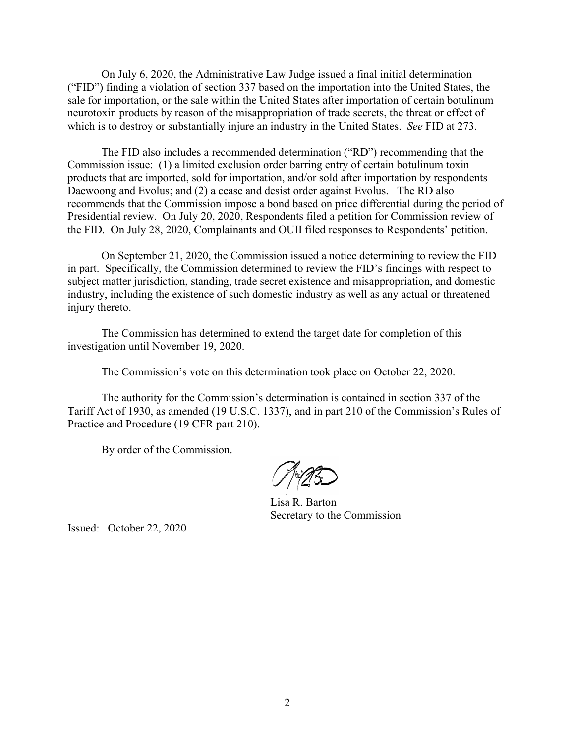On July 6, 2020, the Administrative Law Judge issued a final initial determination ("FID") finding a violation of section 337 based on the importation into the United States, the sale for importation, or the sale within the United States after importation of certain botulinum neurotoxin products by reason of the misappropriation of trade secrets, the threat or effect of which is to destroy or substantially injure an industry in the United States. *See* FID at 273.

The FID also includes a recommended determination ("RD") recommending that the Commission issue: (1) a limited exclusion order barring entry of certain botulinum toxin products that are imported, sold for importation, and/or sold after importation by respondents Daewoong and Evolus; and (2) a cease and desist order against Evolus. The RD also recommends that the Commission impose a bond based on price differential during the period of Presidential review. On July 20, 2020, Respondents filed a petition for Commission review of the FID. On July 28, 2020, Complainants and OUII filed responses to Respondents' petition.

On September 21, 2020, the Commission issued a notice determining to review the FID in part. Specifically, the Commission determined to review the FID's findings with respect to subject matter jurisdiction, standing, trade secret existence and misappropriation, and domestic industry, including the existence of such domestic industry as well as any actual or threatened injury thereto.

The Commission has determined to extend the target date for completion of this investigation until November 19, 2020.

The Commission's vote on this determination took place on October 22, 2020.

The authority for the Commission's determination is contained in section 337 of the Tariff Act of 1930, as amended (19 U.S.C. 1337), and in part 210 of the Commission's Rules of Practice and Procedure (19 CFR part 210).

By order of the Commission.

Lisa R. Barton
Secretary to the Commission

Issued: October 22, 2020